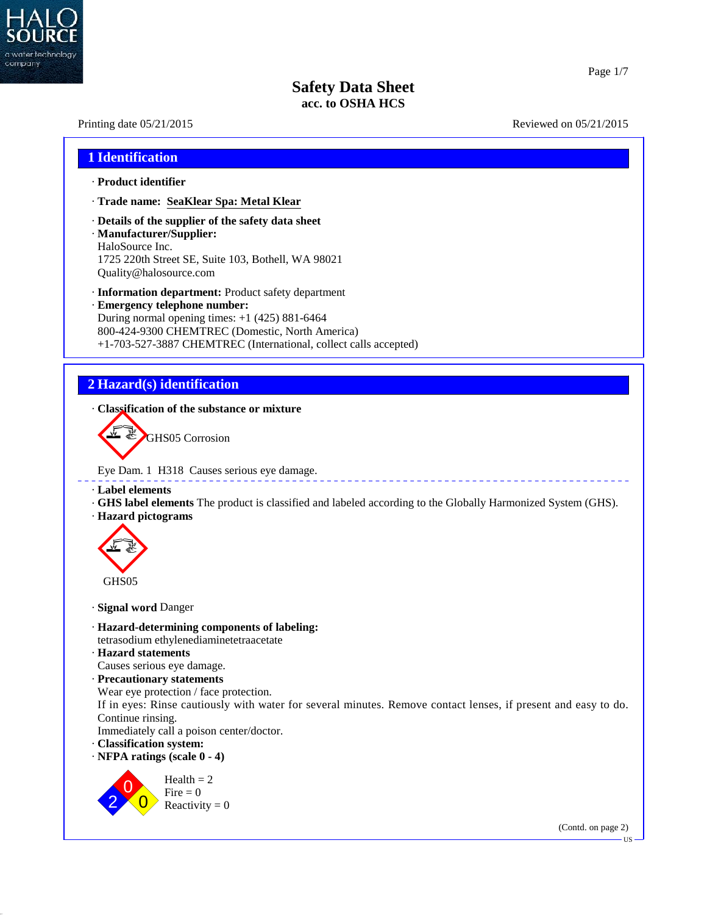# Safety Data Sheet
**acc. to OSHA HCS**

Printing date 05/21/2015 Reviewed on 05/21/2015

## 1 Identification

· **Product identifier**

· **Trade name: SeaKlear Spa: Metal Klear**

· **Details of the supplier of the safety data sheet**
· **Manufacturer/Supplier:**
HaloSource Inc.
1725 220th Street SE, Suite 103, Bothell, WA 98021
Quality@halosource.com

· **Information department:** Product safety department
· **Emergency telephone number:**
During normal opening times: +1 (425) 881-6464
800-424-9300 CHEMTREC (Domestic, North America)
+1-703-527-3887 CHEMTREC (International, collect calls accepted)

## 2 Hazard(s) identification

· **Classification of the substance or mixture**

GHS05 Corrosion

Eye Dam. 1 H318 Causes serious eye damage.

· **Label elements**
· **GHS label elements** The product is classified and labeled according to the Globally Harmonized System (GHS).
· **Hazard pictograms**

GHS05

· **Signal word** Danger

· **Hazard-determining components of labeling:**
tetrasodium ethylenediaminetetraacetate
· **Hazard statements**
Causes serious eye damage.
· **Precautionary statements**
Wear eye protection / face protection.
If in eyes: Rinse cautiously with water for several minutes. Remove contact lenses, if present and easy to do. Continue rinsing.
Immediately call a poison center/doctor.
· **Classification system:**
· **NFPA ratings (scale 0 - 4)**

Health = 2
Fire = 0
Reactivity = 0

(Contd. on page 2)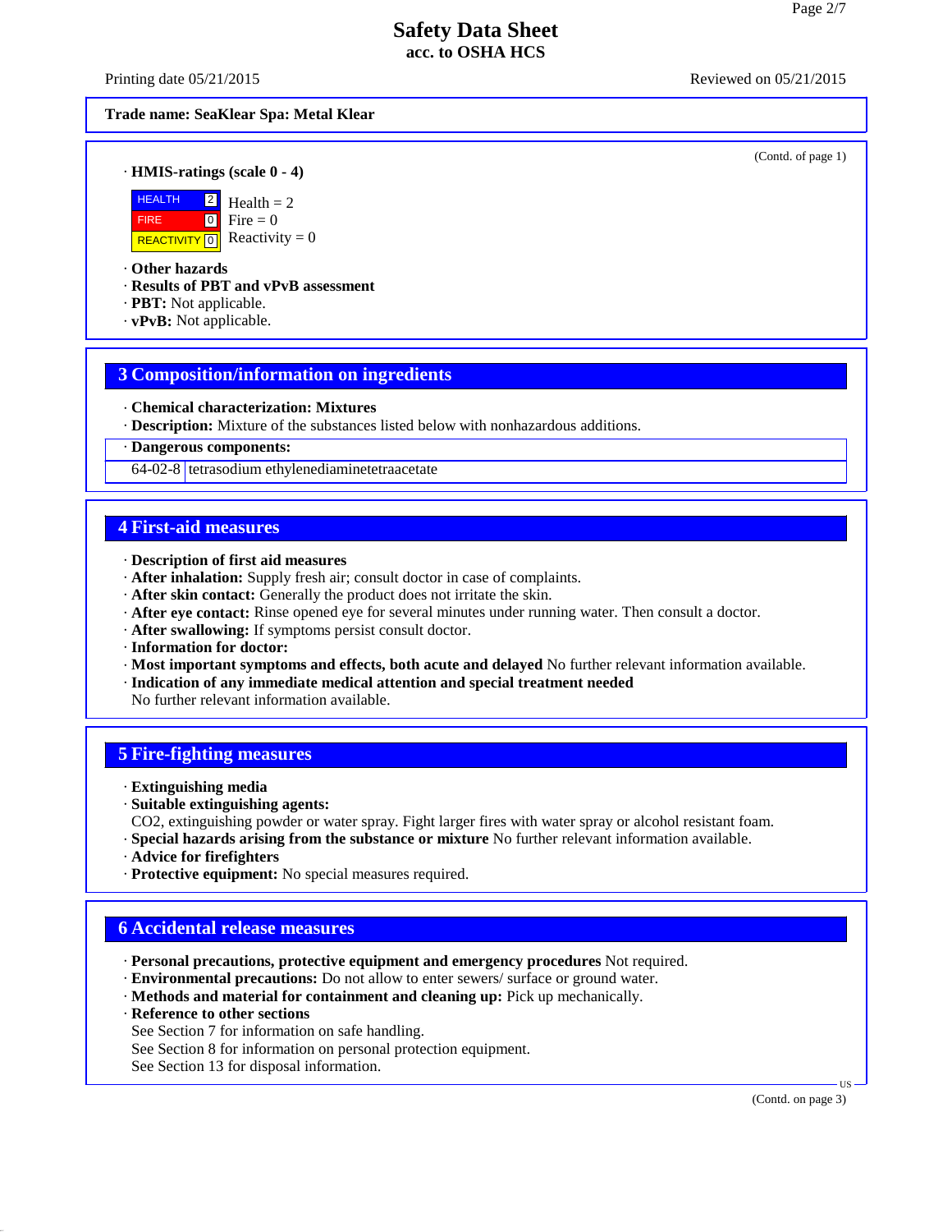# Safety Data Sheet
**acc. to OSHA HCS**

Printing date 05/21/2015 Reviewed on 05/21/2015

**Trade name: SeaKlear Spa: Metal Klear**

(Contd. of page 1)

· **HMIS-ratings (scale 0 - 4)**

| | | |
|---|---|---|
| HEALTH | 2 | Health = 2 |
| FIRE | 0 | Fire = 0 |
| REACTIVITY | 0 | Reactivity = 0 |

· **Other hazards**
· **Results of PBT and vPvB assessment**
· **PBT:** Not applicable.
· **vPvB:** Not applicable.

## 3 Composition/information on ingredients

· **Chemical characterization: Mixtures**
· **Description:** Mixture of the substances listed below with nonhazardous additions.

| · **Dangerous components:** | |
|---|---|
| 64-02-8 | tetrasodium ethylenediaminetetraacetate |

## 4 First-aid measures

· **Description of first aid measures**
· **After inhalation:** Supply fresh air; consult doctor in case of complaints.
· **After skin contact:** Generally the product does not irritate the skin.
· **After eye contact:** Rinse opened eye for several minutes under running water. Then consult a doctor.
· **After swallowing:** If symptoms persist consult doctor.
· **Information for doctor:**
· **Most important symptoms and effects, both acute and delayed** No further relevant information available.
· **Indication of any immediate medical attention and special treatment needed**
No further relevant information available.

## 5 Fire-fighting measures

· **Extinguishing media**
· **Suitable extinguishing agents:**
$CO_2$, extinguishing powder or water spray. Fight larger fires with water spray or alcohol resistant foam.
· **Special hazards arising from the substance or mixture** No further relevant information available.
· **Advice for firefighters**
· **Protective equipment:** No special measures required.

## 6 Accidental release measures

· **Personal precautions, protective equipment and emergency procedures** Not required.
· **Environmental precautions:** Do not allow to enter sewers/ surface or ground water.
· **Methods and material for containment and cleaning up:** Pick up mechanically.
· **Reference to other sections**
See Section 7 for information on safe handling.
See Section 8 for information on personal protection equipment.
See Section 13 for disposal information.

(Contd. on page 3)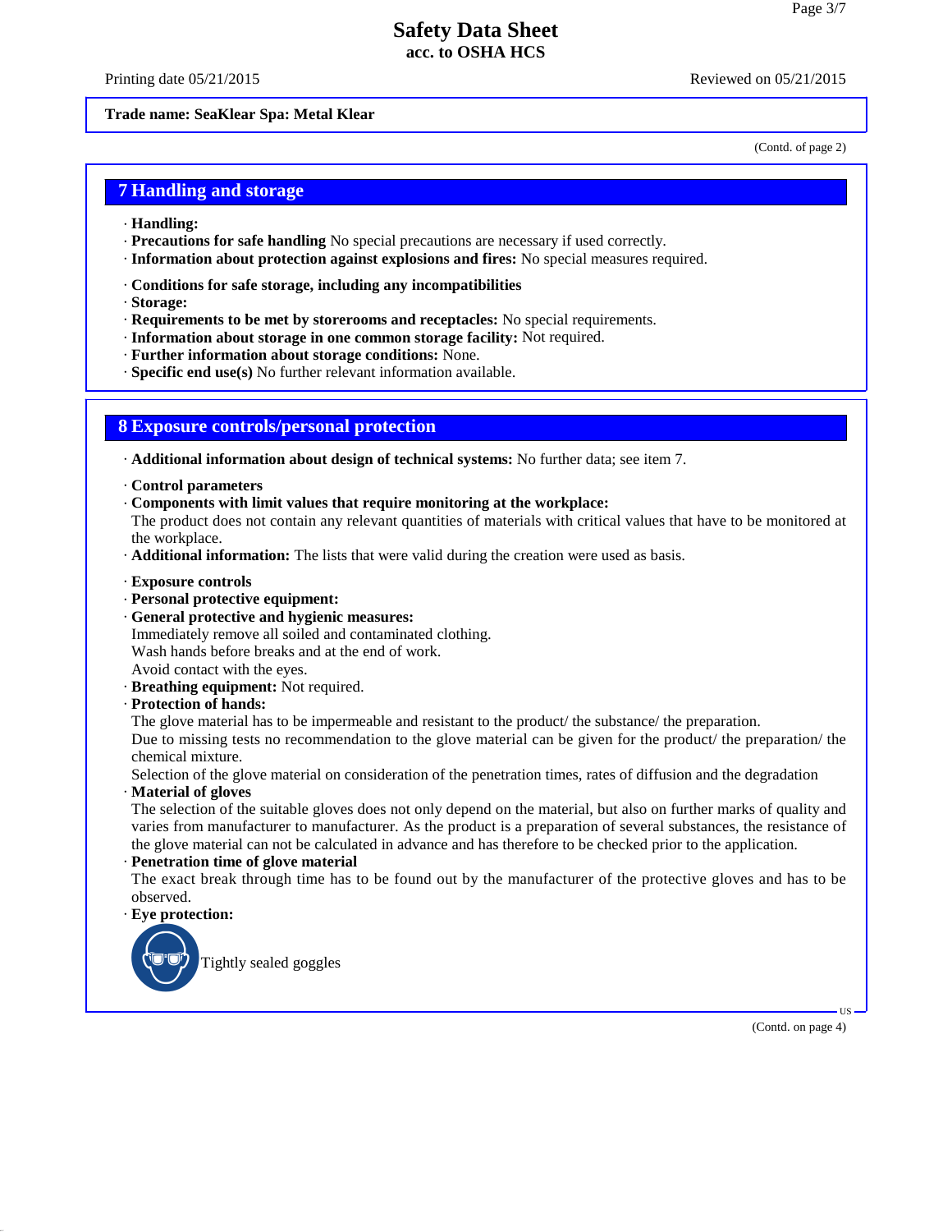**Trade name: SeaKlear Spa: Metal Klear**

(Contd. of page 2)

## 7 Handling and storage

· **Handling:**
· **Precautions for safe handling** No special precautions are necessary if used correctly.
· **Information about protection against explosions and fires:** No special measures required.

· **Conditions for safe storage, including any incompatibilities**
· **Storage:**
· **Requirements to be met by storerooms and receptacles:** No special requirements.
· **Information about storage in one common storage facility:** Not required.
· **Further information about storage conditions:** None.
· **Specific end use(s)** No further relevant information available.

## 8 Exposure controls/personal protection

· **Additional information about design of technical systems:** No further data; see item 7.

· **Control parameters**
· **Components with limit values that require monitoring at the workplace:**
The product does not contain any relevant quantities of materials with critical values that have to be monitored at the workplace.
· **Additional information:** The lists that were valid during the creation were used as basis.

· **Exposure controls**
· **Personal protective equipment:**
· **General protective and hygienic measures:**
Immediately remove all soiled and contaminated clothing.
Wash hands before breaks and at the end of work.
Avoid contact with the eyes.
· **Breathing equipment:** Not required.
· **Protection of hands:**
The glove material has to be impermeable and resistant to the product/ the substance/ the preparation.
Due to missing tests no recommendation to the glove material can be given for the product/ the preparation/ the chemical mixture.
Selection of the glove material on consideration of the penetration times, rates of diffusion and the degradation
· **Material of gloves**
The selection of the suitable gloves does not only depend on the material, but also on further marks of quality and varies from manufacturer to manufacturer. As the product is a preparation of several substances, the resistance of the glove material can not be calculated in advance and has therefore to be checked prior to the application.
· **Penetration time of glove material**
The exact break through time has to be found out by the manufacturer of the protective gloves and has to be observed.
· **Eye protection:**

Tightly sealed goggles

(Contd. on page 4)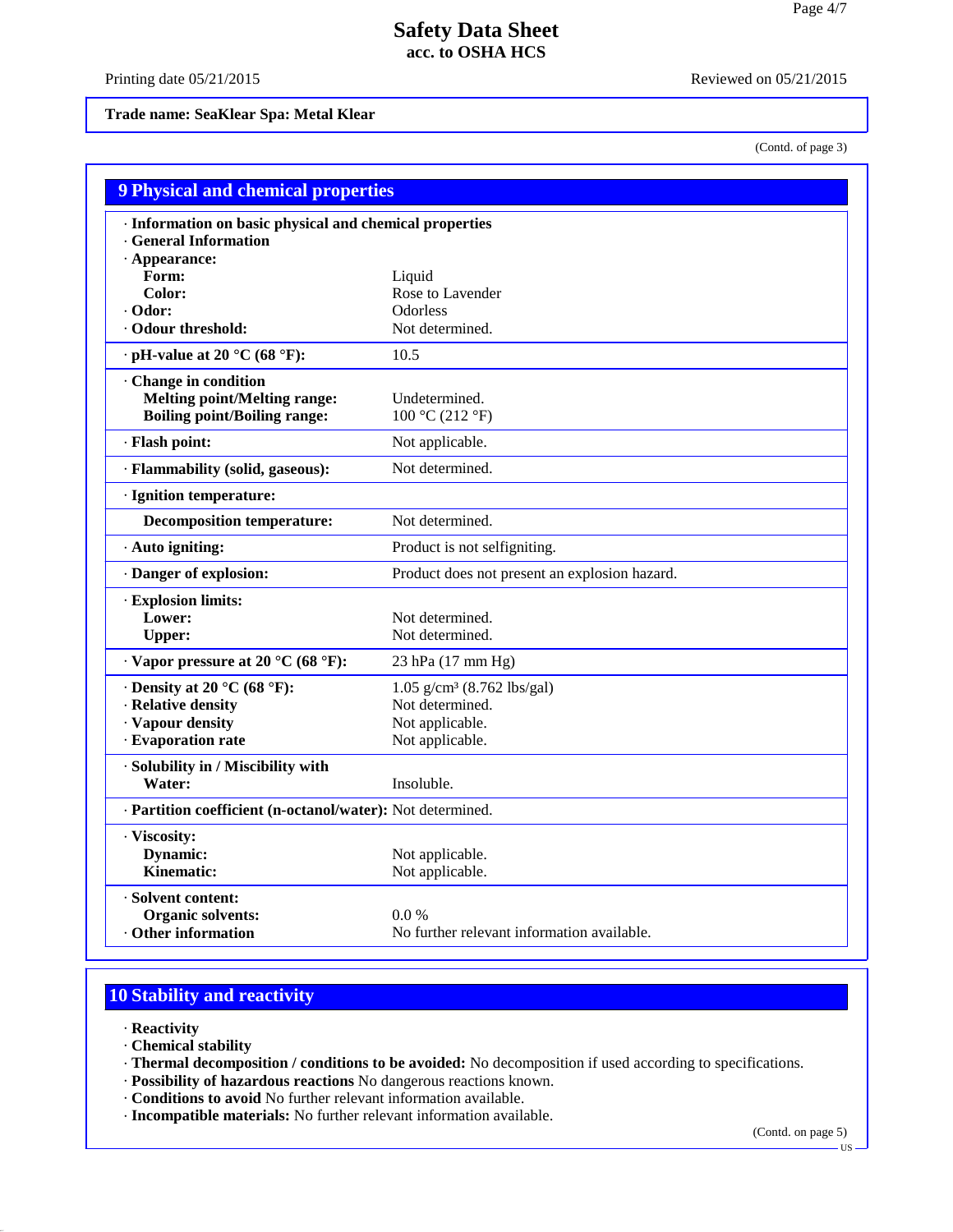**Trade name: SeaKlear Spa: Metal Klear**

(Contd. of page 3)

## 9 Physical and chemical properties

| | |
|---|---|
| · **Information on basic physical and chemical properties** | |
| · **General Information** | |
| · **Appearance:** | |
| **Form:** | Liquid |
| **Color:** | Rose to Lavender |
| · **Odor:** | Odorless |
| · **Odour threshold:** | Not determined. |
| · **pH-value at 20 °C (68 °F):** | 10.5 |
| · **Change in condition** | |
| **Melting point/Melting range:** | Undetermined. |
| **Boiling point/Boiling range:** | 100 °C (212 °F) |
| · **Flash point:** | Not applicable. |
| · **Flammability (solid, gaseous):** | Not determined. |
| · **Ignition temperature:** | |
| **Decomposition temperature:** | Not determined. |
| · **Auto igniting:** | Product is not selfigniting. |
| · **Danger of explosion:** | Product does not present an explosion hazard. |
| · **Explosion limits:** | |
| **Lower:** | Not determined. |
| **Upper:** | Not determined. |
| · **Vapor pressure at 20 °C (68 °F):** | 23 hPa (17 mm Hg) |
| · **Density at 20 °C (68 °F):** | 1.05 g/cm³ (8.762 lbs/gal) |
| · **Relative density** | Not determined. |
| · **Vapour density** | Not applicable. |
| · **Evaporation rate** | Not applicable. |
| · **Solubility in / Miscibility with** | |
| **Water:** | Insoluble. |
| · **Partition coefficient (n-octanol/water):** | Not determined. |
| · **Viscosity:** | |
| **Dynamic:** | Not applicable. |
| **Kinematic:** | Not applicable. |
| · **Solvent content:** | |
| **Organic solvents:** | 0.0 % |
| · **Other information** | No further relevant information available. |

## 10 Stability and reactivity

· **Reactivity**
· **Chemical stability**
· **Thermal decomposition / conditions to be avoided:** No decomposition if used according to specifications.
· **Possibility of hazardous reactions** No dangerous reactions known.
· **Conditions to avoid** No further relevant information available.
· **Incompatible materials:** No further relevant information available.

(Contd. on page 5)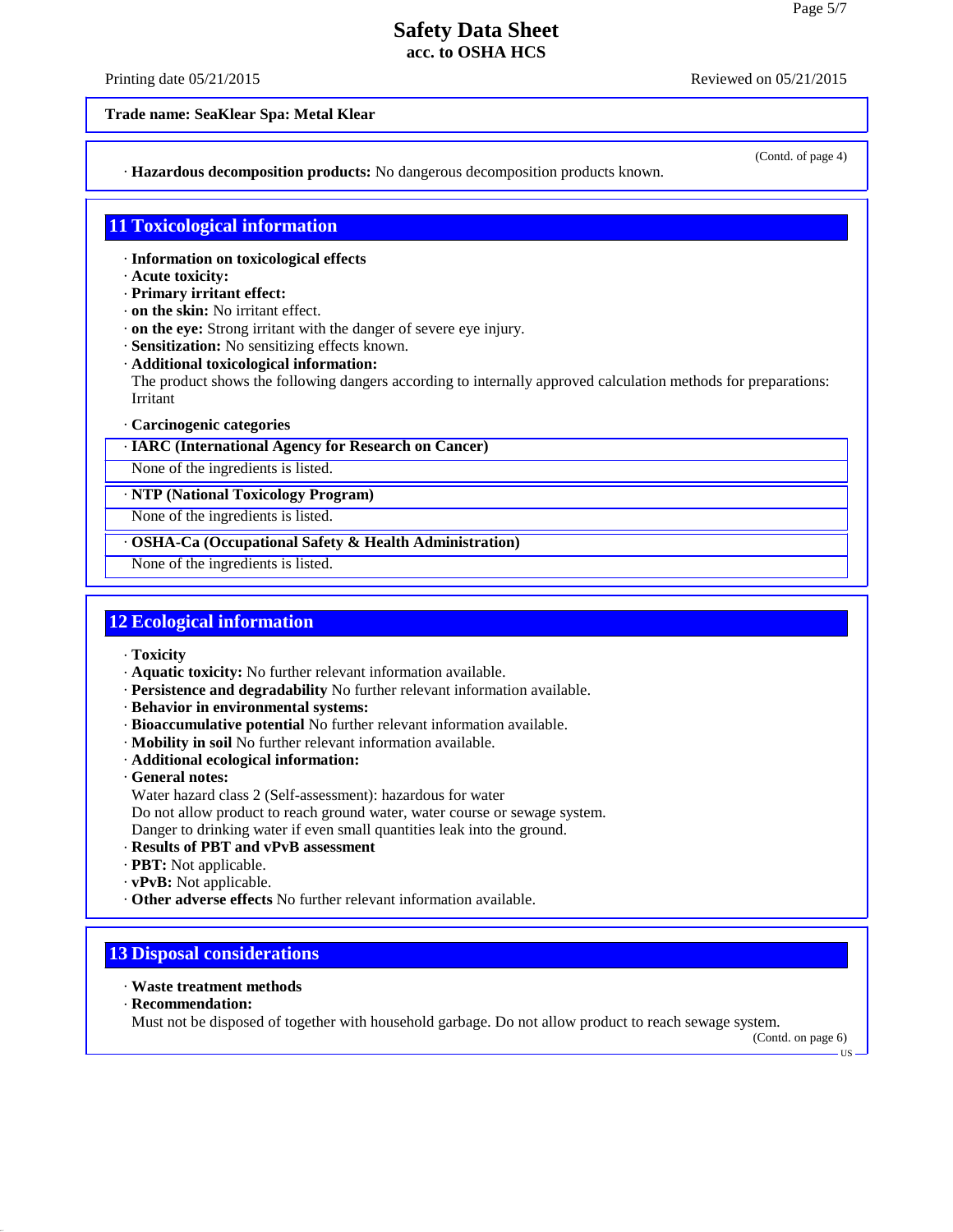**Trade name: SeaKlear Spa: Metal Klear**

(Contd. of page 4)

· **Hazardous decomposition products:** No dangerous decomposition products known.

## 11 Toxicological information

· **Information on toxicological effects**
· **Acute toxicity:**
· **Primary irritant effect:**
· **on the skin:** No irritant effect.
· **on the eye:** Strong irritant with the danger of severe eye injury.
· **Sensitization:** No sensitizing effects known.
· **Additional toxicological information:**
The product shows the following dangers according to internally approved calculation methods for preparations:
Irritant

· **Carcinogenic categories**

· **IARC (International Agency for Research on Cancer)**

None of the ingredients is listed.

· **NTP (National Toxicology Program)**

None of the ingredients is listed.

· **OSHA-Ca (Occupational Safety & Health Administration)**

None of the ingredients is listed.

## 12 Ecological information

· **Toxicity**
· **Aquatic toxicity:** No further relevant information available.
· **Persistence and degradability** No further relevant information available.
· **Behavior in environmental systems:**
· **Bioaccumulative potential** No further relevant information available.
· **Mobility in soil** No further relevant information available.
· **Additional ecological information:**
· **General notes:**
Water hazard class 2 (Self-assessment): hazardous for water
Do not allow product to reach ground water, water course or sewage system.
Danger to drinking water if even small quantities leak into the ground.
· **Results of PBT and vPvB assessment**
· **PBT:** Not applicable.
· **vPvB:** Not applicable.
· **Other adverse effects** No further relevant information available.

## 13 Disposal considerations

· **Waste treatment methods**
· **Recommendation:**
Must not be disposed of together with household garbage. Do not allow product to reach sewage system.

(Contd. on page 6)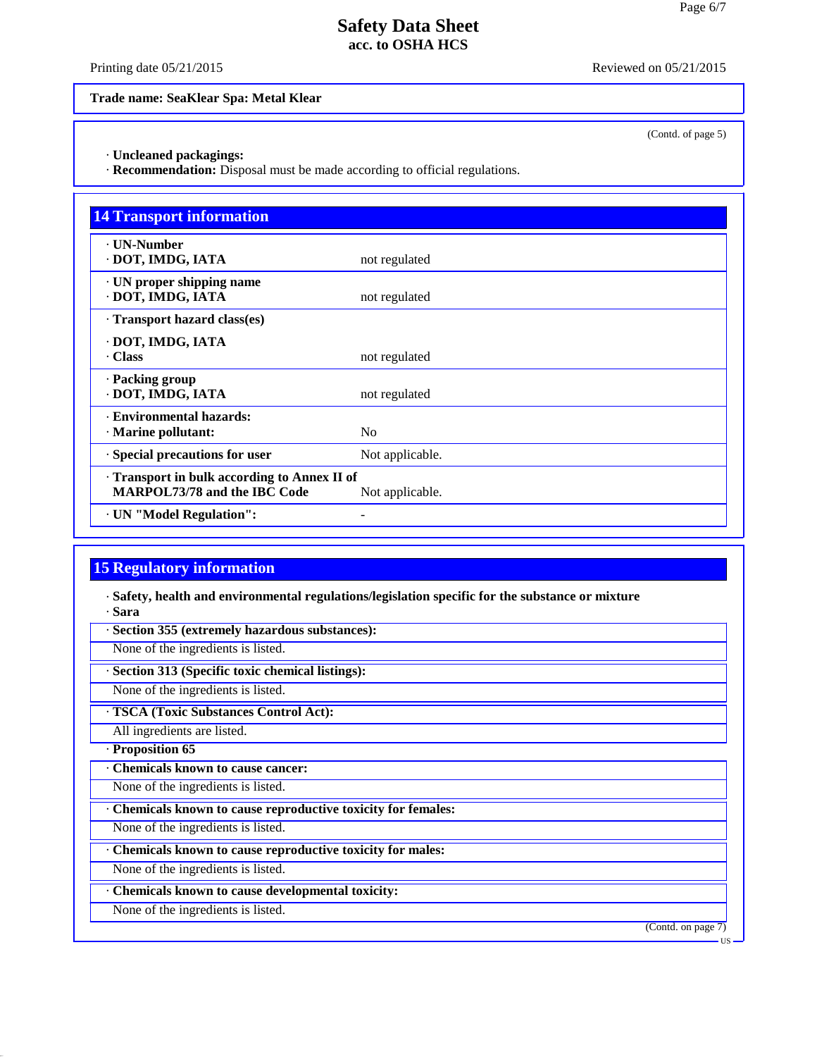Trade name: SeaKlear Spa: Metal Klear

(Contd. of page 5)

· **Uncleaned packagings:**
· **Recommendation:** Disposal must be made according to official regulations.

## 14 Transport information

| | |
|---|---|
| · **UN-Number**<br>· **DOT, IMDG, IATA** | not regulated |
| · **UN proper shipping name**<br>· **DOT, IMDG, IATA** | not regulated |
| · **Transport hazard class(es)**<br><br>· **DOT, IMDG, IATA**<br>· **Class** | not regulated |
| · **Packing group**<br>· **DOT, IMDG, IATA** | not regulated |
| · **Environmental hazards:**<br>· **Marine pollutant:** | No |
| · **Special precautions for user** | Not applicable. |
| · **Transport in bulk according to Annex II of MARPOL73/78 and the IBC Code** | Not applicable. |
| · **UN "Model Regulation":** | - |

## 15 Regulatory information

· **Safety, health and environmental regulations/legislation specific for the substance or mixture**
· **Sara**

· **Section 355 (extremely hazardous substances):**
None of the ingredients is listed.

· **Section 313 (Specific toxic chemical listings):**
None of the ingredients is listed.

· **TSCA (Toxic Substances Control Act):**
All ingredients are listed.

· **Proposition 65**

· **Chemicals known to cause cancer:**
None of the ingredients is listed.

· **Chemicals known to cause reproductive toxicity for females:**
None of the ingredients is listed.

· **Chemicals known to cause reproductive toxicity for males:**
None of the ingredients is listed.

· **Chemicals known to cause developmental toxicity:**
None of the ingredients is listed.

(Contd. on page 7)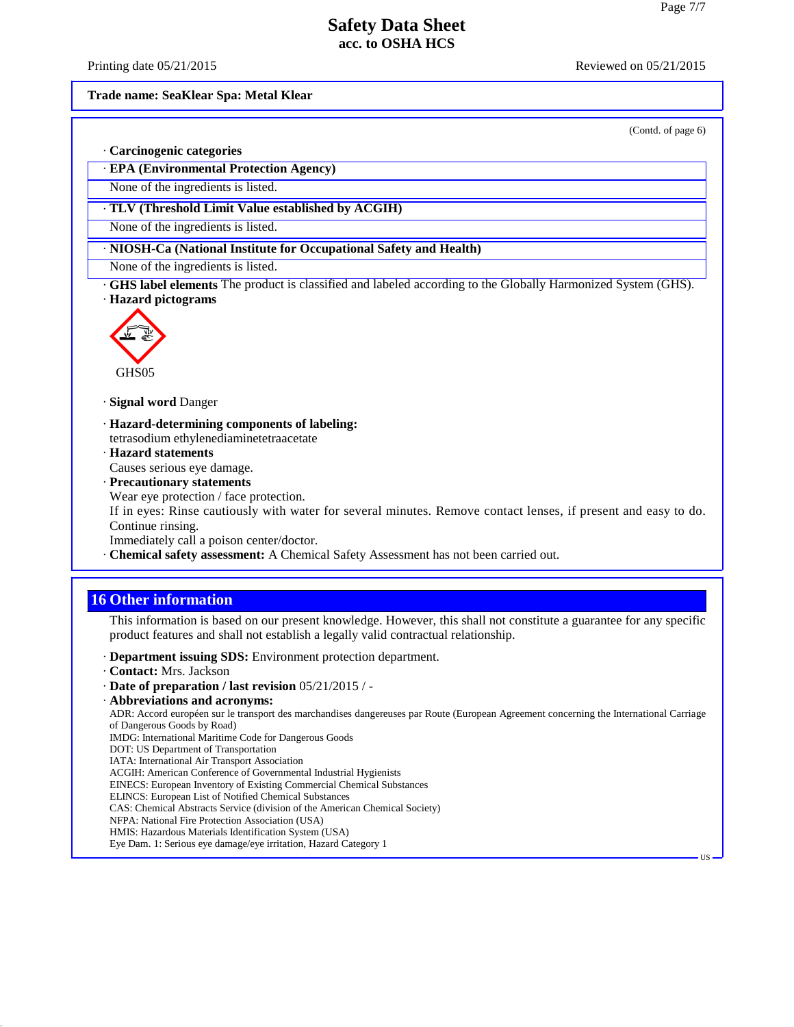**Trade name: SeaKlear Spa: Metal Klear**

(Contd. of page 6)

· **Carcinogenic categories**

· **EPA (Environmental Protection Agency)**

None of the ingredients is listed.

· **TLV (Threshold Limit Value established by ACGIH)**

None of the ingredients is listed.

· **NIOSH-Ca (National Institute for Occupational Safety and Health)**

None of the ingredients is listed.

· **GHS label elements** The product is classified and labeled according to the Globally Harmonized System (GHS).

· **Hazard pictograms**

GHS05

· **Signal word** Danger

· **Hazard-determining components of labeling:**

tetrasodium ethylenediaminetetraacetate

· **Hazard statements**

Causes serious eye damage.

· **Precautionary statements**

Wear eye protection / face protection.

If in eyes: Rinse cautiously with water for several minutes. Remove contact lenses, if present and easy to do. Continue rinsing.

Immediately call a poison center/doctor.

· **Chemical safety assessment:** A Chemical Safety Assessment has not been carried out.

## 16 Other information

This information is based on our present knowledge. However, this shall not constitute a guarantee for any specific product features and shall not establish a legally valid contractual relationship.

· **Department issuing SDS:** Environment protection department.

· **Contact:** Mrs. Jackson

· **Date of preparation / last revision** 05/21/2015 / -

· **Abbreviations and acronyms:**

ADR: Accord européen sur le transport des marchandises dangereuses par Route (European Agreement concerning the International Carriage of Dangerous Goods by Road)
IMDG: International Maritime Code for Dangerous Goods
DOT: US Department of Transportation
IATA: International Air Transport Association
ACGIH: American Conference of Governmental Industrial Hygienists
EINECS: European Inventory of Existing Commercial Chemical Substances
ELINCS: European List of Notified Chemical Substances
CAS: Chemical Abstracts Service (division of the American Chemical Society)
NFPA: National Fire Protection Association (USA)
HMIS: Hazardous Materials Identification System (USA)
Eye Dam. 1: Serious eye damage/eye irritation, Hazard Category 1